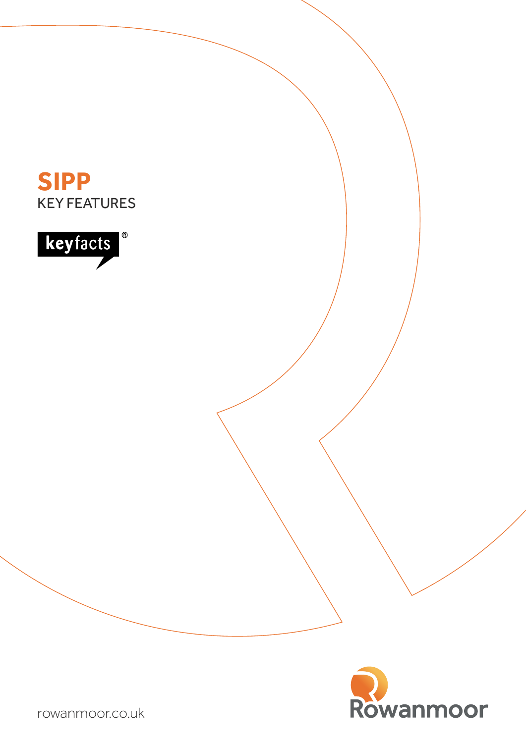# SIPP

KEY FEATURES

keyfacts®

Rowanmoor

rowanmoor.co.uk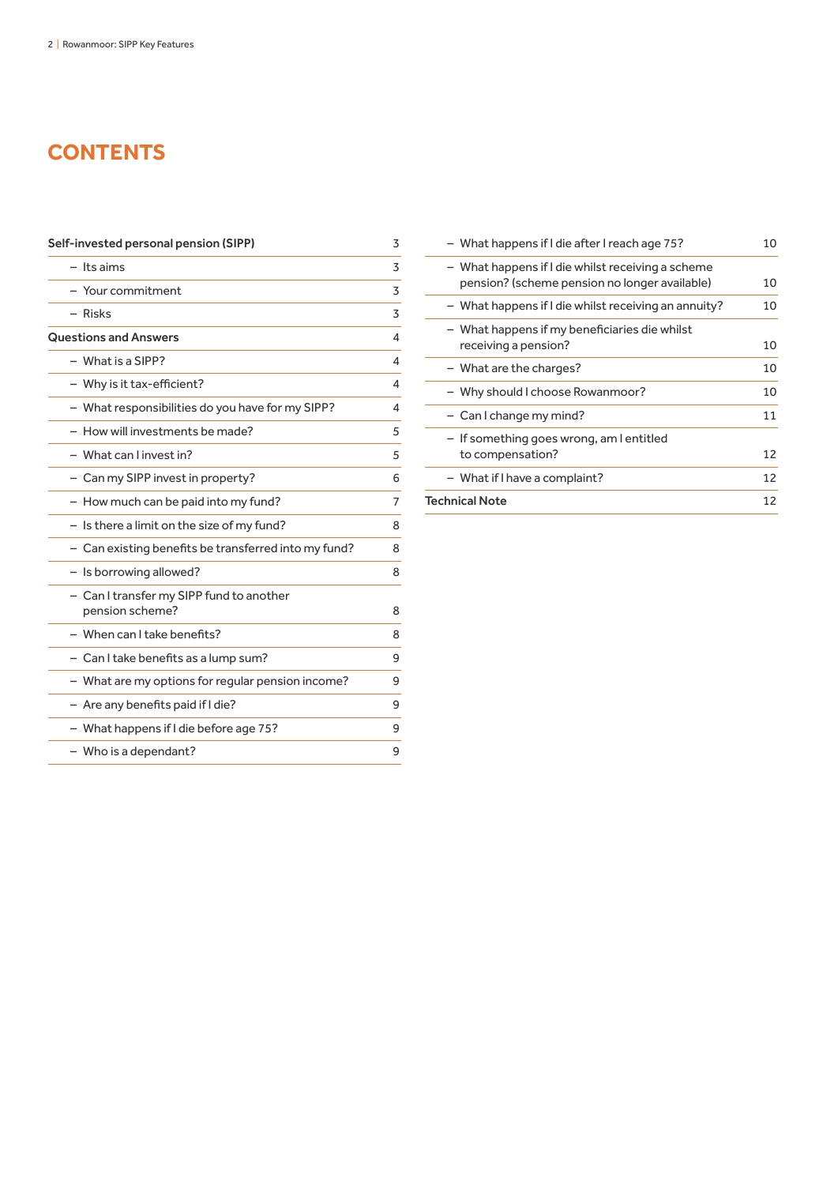# CONTENTS

| | |
|---|---|
| **Self-invested personal pension (SIPP)** | 3 |
| – Its aims | 3 |
| – Your commitment | 3 |
| – Risks | 3 |
| **Questions and Answers** | 4 |
| – What is a SIPP? | 4 |
| – Why is it tax-efficient? | 4 |
| – What responsibilities do you have for my SIPP? | 4 |
| – How will investments be made? | 5 |
| – What can I invest in? | 5 |
| – Can my SIPP invest in property? | 6 |
| – How much can be paid into my fund? | 7 |
| – Is there a limit on the size of my fund? | 8 |
| – Can existing benefits be transferred into my fund? | 8 |
| – Is borrowing allowed? | 8 |
| – Can I transfer my SIPP fund to another pension scheme? | 8 |
| – When can I take benefits? | 8 |
| – Can I take benefits as a lump sum? | 9 |
| – What are my options for regular pension income? | 9 |
| – Are any benefits paid if I die? | 9 |
| – What happens if I die before age 75? | 9 |
| – Who is a dependant? | 9 |
| – What happens if I die after I reach age 75? | 10 |
| – What happens if I die whilst receiving a scheme pension? (scheme pension no longer available) | 10 |
| – What happens if I die whilst receiving an annuity? | 10 |
| – What happens if my beneficiaries die whilst receiving a pension? | 10 |
| – What are the charges? | 10 |
| – Why should I choose Rowanmoor? | 10 |
| – Can I change my mind? | 11 |
| – If something goes wrong, am I entitled to compensation? | 12 |
| – What if I have a complaint? | 12 |
| **Technical Note** | 12 |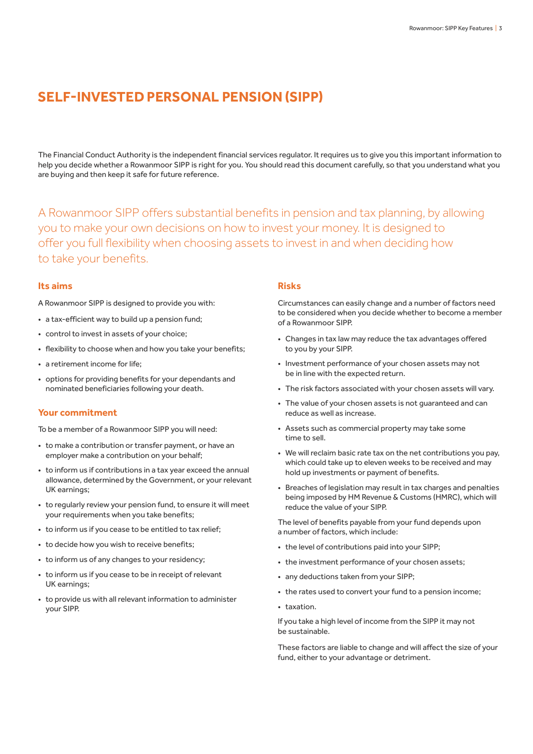# SELF-INVESTED PERSONAL PENSION (SIPP)

The Financial Conduct Authority is the independent financial services regulator. It requires us to give you this important information to help you decide whether a Rowanmoor SIPP is right for you. You should read this document carefully, so that you understand what you are buying and then keep it safe for future reference.

A Rowanmoor SIPP offers substantial benefits in pension and tax planning, by allowing you to make your own decisions on how to invest your money. It is designed to offer you full flexibility when choosing assets to invest in and when deciding how to take your benefits.

## Its aims

A Rowanmoor SIPP is designed to provide you with:

- a tax-efficient way to build up a pension fund;
- control to invest in assets of your choice;
- flexibility to choose when and how you take your benefits;
- a retirement income for life;
- options for providing benefits for your dependants and nominated beneficiaries following your death.

## Your commitment

To be a member of a Rowanmoor SIPP you will need:

- to make a contribution or transfer payment, or have an employer make a contribution on your behalf;
- to inform us if contributions in a tax year exceed the annual allowance, determined by the Government, or your relevant UK earnings;
- to regularly review your pension fund, to ensure it will meet your requirements when you take benefits;
- to inform us if you cease to be entitled to tax relief;
- to decide how you wish to receive benefits;
- to inform us of any changes to your residency;
- to inform us if you cease to be in receipt of relevant UK earnings;
- to provide us with all relevant information to administer your SIPP.

## Risks

Circumstances can easily change and a number of factors need to be considered when you decide whether to become a member of a Rowanmoor SIPP.

- Changes in tax law may reduce the tax advantages offered to you by your SIPP.
- Investment performance of your chosen assets may not be in line with the expected return.
- The risk factors associated with your chosen assets will vary.
- The value of your chosen assets is not guaranteed and can reduce as well as increase.
- Assets such as commercial property may take some time to sell.
- We will reclaim basic rate tax on the net contributions you pay, which could take up to eleven weeks to be received and may hold up investments or payment of benefits.
- Breaches of legislation may result in tax charges and penalties being imposed by HM Revenue & Customs (HMRC), which will reduce the value of your SIPP.

The level of benefits payable from your fund depends upon a number of factors, which include:

- the level of contributions paid into your SIPP;
- the investment performance of your chosen assets;
- any deductions taken from your SIPP;
- the rates used to convert your fund to a pension income;
- taxation.

If you take a high level of income from the SIPP it may not be sustainable.

These factors are liable to change and will affect the size of your fund, either to your advantage or detriment.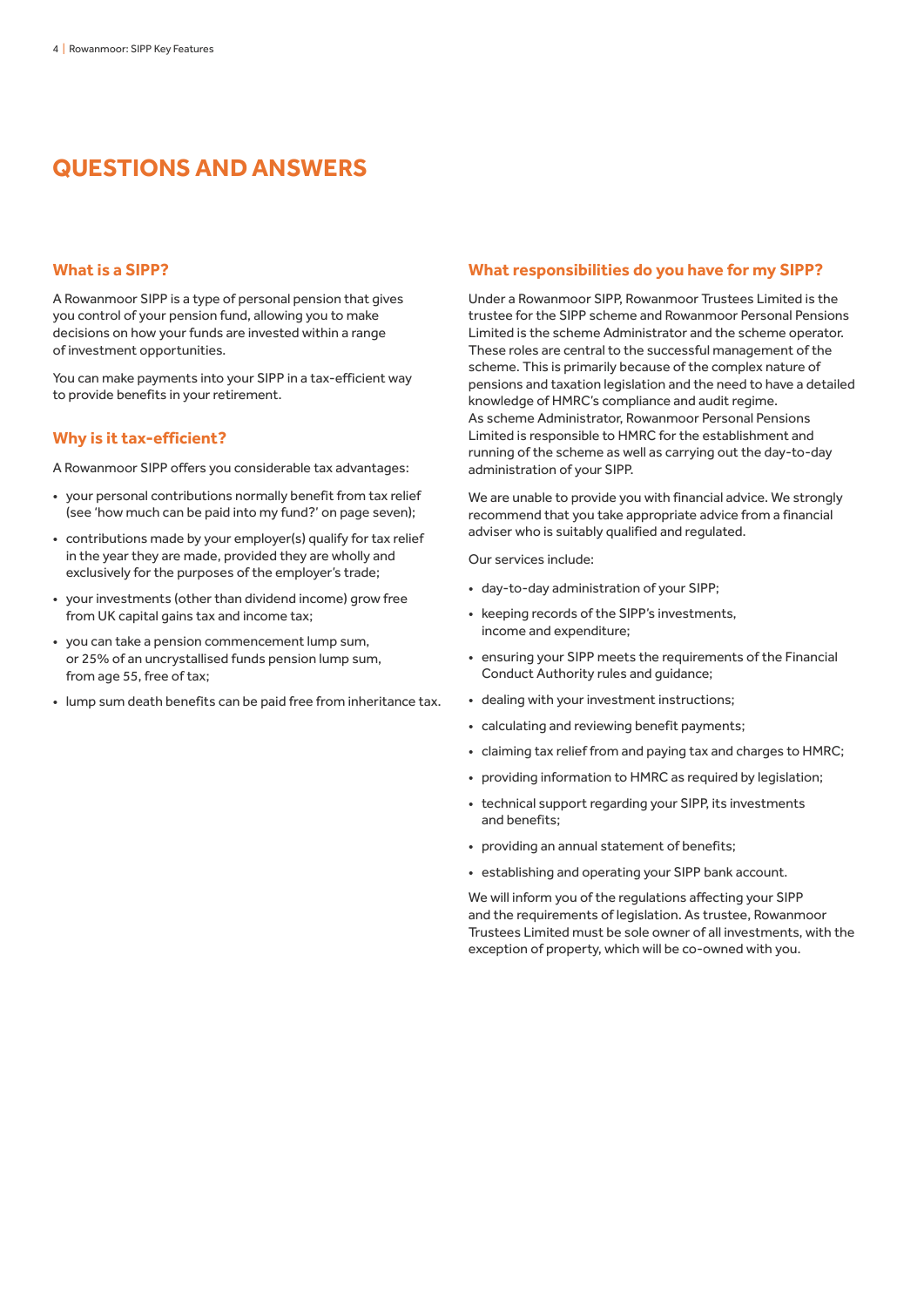# QUESTIONS AND ANSWERS

## What is a SIPP?

A Rowanmoor SIPP is a type of personal pension that gives you control of your pension fund, allowing you to make decisions on how your funds are invested within a range of investment opportunities.

You can make payments into your SIPP in a tax-efficient way to provide benefits in your retirement.

## Why is it tax-efficient?

A Rowanmoor SIPP offers you considerable tax advantages:

- your personal contributions normally benefit from tax relief (see 'how much can be paid into my fund?' on page seven);
- contributions made by your employer(s) qualify for tax relief in the year they are made, provided they are wholly and exclusively for the purposes of the employer's trade;
- your investments (other than dividend income) grow free from UK capital gains tax and income tax;
- you can take a pension commencement lump sum, or 25% of an uncrystallised funds pension lump sum, from age 55, free of tax;
- lump sum death benefits can be paid free from inheritance tax.

## What responsibilities do you have for my SIPP?

Under a Rowanmoor SIPP, Rowanmoor Trustees Limited is the trustee for the SIPP scheme and Rowanmoor Personal Pensions Limited is the scheme Administrator and the scheme operator. These roles are central to the successful management of the scheme. This is primarily because of the complex nature of pensions and taxation legislation and the need to have a detailed knowledge of HMRC's compliance and audit regime. As scheme Administrator, Rowanmoor Personal Pensions Limited is responsible to HMRC for the establishment and running of the scheme as well as carrying out the day-to-day administration of your SIPP.

We are unable to provide you with financial advice. We strongly recommend that you take appropriate advice from a financial adviser who is suitably qualified and regulated.

Our services include:

- day-to-day administration of your SIPP;
- keeping records of the SIPP's investments, income and expenditure;
- ensuring your SIPP meets the requirements of the Financial Conduct Authority rules and guidance;
- dealing with your investment instructions;
- calculating and reviewing benefit payments;
- claiming tax relief from and paying tax and charges to HMRC;
- providing information to HMRC as required by legislation;
- technical support regarding your SIPP, its investments and benefits;
- providing an annual statement of benefits;
- establishing and operating your SIPP bank account.

We will inform you of the regulations affecting your SIPP and the requirements of legislation. As trustee, Rowanmoor Trustees Limited must be sole owner of all investments, with the exception of property, which will be co-owned with you.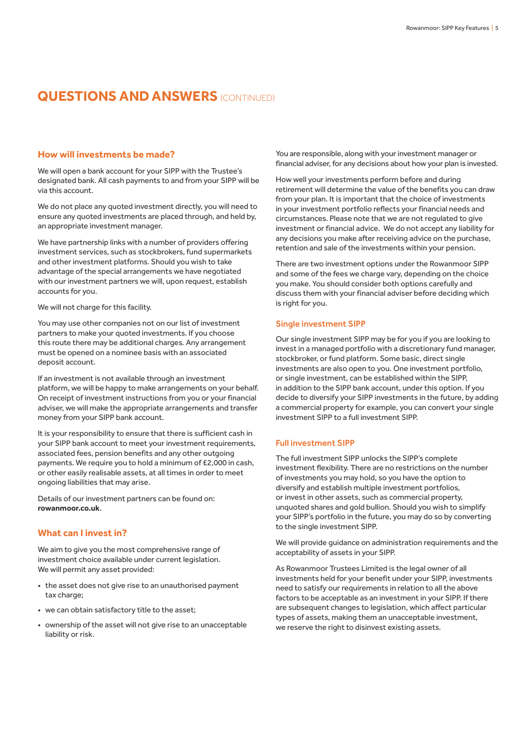# QUESTIONS AND ANSWERS (CONTINUED)

## How will investments be made?

We will open a bank account for your SIPP with the Trustee's designated bank. All cash payments to and from your SIPP will be via this account.

We do not place any quoted investment directly, you will need to ensure any quoted investments are placed through, and held by, an appropriate investment manager.

We have partnership links with a number of providers offering investment services, such as stockbrokers, fund supermarkets and other investment platforms. Should you wish to take advantage of the special arrangements we have negotiated with our investment partners we will, upon request, establish accounts for you.

We will not charge for this facility.

You may use other companies not on our list of investment partners to make your quoted investments. If you choose this route there may be additional charges. Any arrangement must be opened on a nominee basis with an associated deposit account.

If an investment is not available through an investment platform, we will be happy to make arrangements on your behalf. On receipt of investment instructions from you or your financial adviser, we will make the appropriate arrangements and transfer money from your SIPP bank account.

It is your responsibility to ensure that there is sufficient cash in your SIPP bank account to meet your investment requirements, associated fees, pension benefits and any other outgoing payments. We require you to hold a minimum of £2,000 in cash, or other easily realisable assets, at all times in order to meet ongoing liabilities that may arise.

Details of our investment partners can be found on: **rowanmoor.co.uk**.

## What can I invest in?

We aim to give you the most comprehensive range of investment choice available under current legislation. We will permit any asset provided:

- the asset does not give rise to an unauthorised payment tax charge;
- we can obtain satisfactory title to the asset;
- ownership of the asset will not give rise to an unacceptable liability or risk.

You are responsible, along with your investment manager or financial adviser, for any decisions about how your plan is invested.

How well your investments perform before and during retirement will determine the value of the benefits you can draw from your plan. It is important that the choice of investments in your investment portfolio reflects your financial needs and circumstances. Please note that we are not regulated to give investment or financial advice. We do not accept any liability for any decisions you make after receiving advice on the purchase, retention and sale of the investments within your pension.

There are two investment options under the Rowanmoor SIPP and some of the fees we charge vary, depending on the choice you make. You should consider both options carefully and discuss them with your financial adviser before deciding which is right for you.

### Single investment SIPP

Our single investment SIPP may be for you if you are looking to invest in a managed portfolio with a discretionary fund manager, stockbroker, or fund platform. Some basic, direct single investments are also open to you. One investment portfolio, or single investment, can be established within the SIPP, in addition to the SIPP bank account, under this option. If you decide to diversify your SIPP investments in the future, by adding a commercial property for example, you can convert your single investment SIPP to a full investment SIPP.

### Full investment SIPP

The full investment SIPP unlocks the SIPP's complete investment flexibility. There are no restrictions on the number of investments you may hold, so you have the option to diversify and establish multiple investment portfolios, or invest in other assets, such as commercial property, unquoted shares and gold bullion. Should you wish to simplify your SIPP's portfolio in the future, you may do so by converting to the single investment SIPP.

We will provide guidance on administration requirements and the acceptability of assets in your SIPP.

As Rowanmoor Trustees Limited is the legal owner of all investments held for your benefit under your SIPP, investments need to satisfy our requirements in relation to all the above factors to be acceptable as an investment in your SIPP. If there are subsequent changes to legislation, which affect particular types of assets, making them an unacceptable investment, we reserve the right to disinvest existing assets.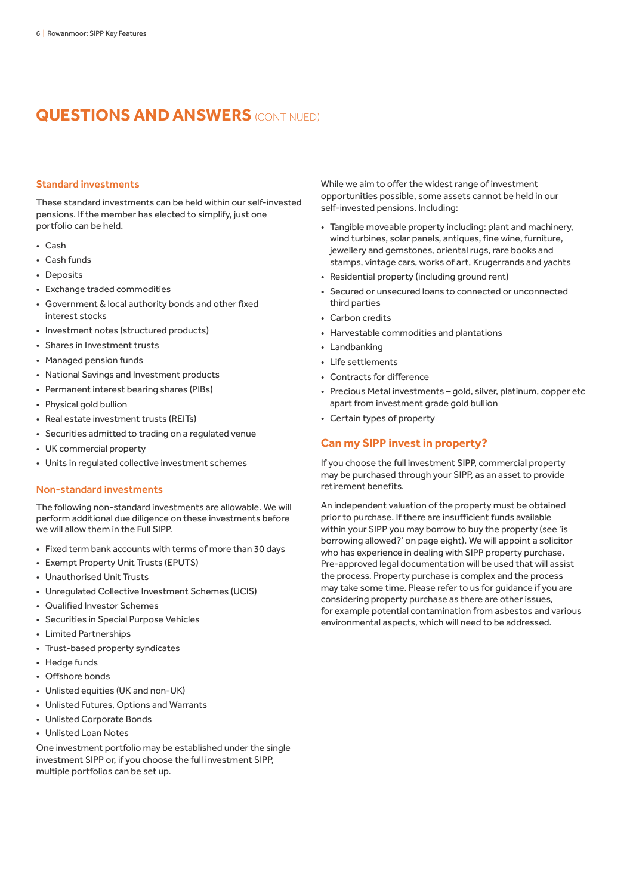# QUESTIONS AND ANSWERS (CONTINUED)

## Standard investments

These standard investments can be held within our self-invested pensions. If the member has elected to simplify, just one portfolio can be held.

- Cash
- Cash funds
- Deposits
- Exchange traded commodities
- Government & local authority bonds and other fixed interest stocks
- Investment notes (structured products)
- Shares in Investment trusts
- Managed pension funds
- National Savings and Investment products
- Permanent interest bearing shares (PIBs)
- Physical gold bullion
- Real estate investment trusts (REITs)
- Securities admitted to trading on a regulated venue
- UK commercial property
- Units in regulated collective investment schemes

## Non-standard investments

The following non-standard investments are allowable. We will perform additional due diligence on these investments before we will allow them in the Full SIPP.

- Fixed term bank accounts with terms of more than 30 days
- Exempt Property Unit Trusts (EPUTS)
- Unauthorised Unit Trusts
- Unregulated Collective Investment Schemes (UCIS)
- Qualified Investor Schemes
- Securities in Special Purpose Vehicles
- Limited Partnerships
- Trust-based property syndicates
- Hedge funds
- Offshore bonds
- Unlisted equities (UK and non-UK)
- Unlisted Futures, Options and Warrants
- Unlisted Corporate Bonds
- Unlisted Loan Notes

One investment portfolio may be established under the single investment SIPP or, if you choose the full investment SIPP, multiple portfolios can be set up.

While we aim to offer the widest range of investment opportunities possible, some assets cannot be held in our self-invested pensions. Including:

- Tangible moveable property including: plant and machinery, wind turbines, solar panels, antiques, fine wine, furniture, jewellery and gemstones, oriental rugs, rare books and stamps, vintage cars, works of art, Krugerrands and yachts
- Residential property (including ground rent)
- Secured or unsecured loans to connected or unconnected third parties
- Carbon credits
- Harvestable commodities and plantations
- Landbanking
- Life settlements
- Contracts for difference
- Precious Metal investments – gold, silver, platinum, copper etc apart from investment grade gold bullion
- Certain types of property

## Can my SIPP invest in property?

If you choose the full investment SIPP, commercial property may be purchased through your SIPP, as an asset to provide retirement benefits.

An independent valuation of the property must be obtained prior to purchase. If there are insufficient funds available within your SIPP you may borrow to buy the property (see 'is borrowing allowed?' on page eight). We will appoint a solicitor who has experience in dealing with SIPP property purchase. Pre-approved legal documentation will be used that will assist the process. Property purchase is complex and the process may take some time. Please refer to us for guidance if you are considering property purchase as there are other issues, for example potential contamination from asbestos and various environmental aspects, which will need to be addressed.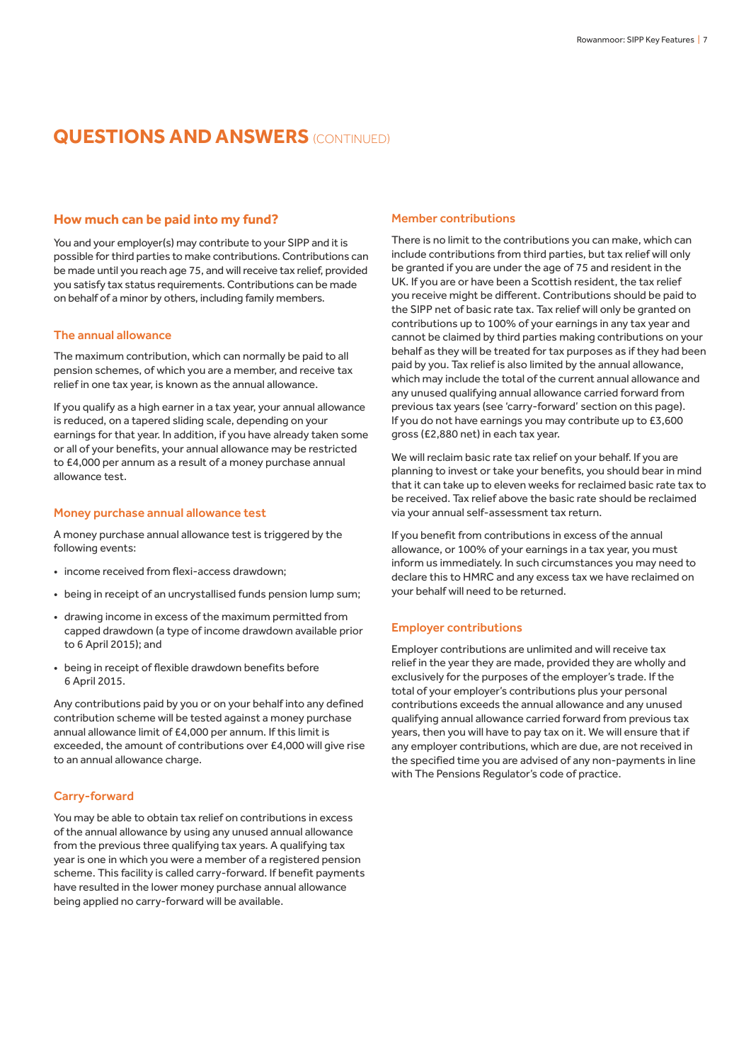## QUESTIONS AND ANSWERS (CONTINUED)

### How much can be paid into my fund?

You and your employer(s) may contribute to your SIPP and it is possible for third parties to make contributions. Contributions can be made until you reach age 75, and will receive tax relief, provided you satisfy tax status requirements. Contributions can be made on behalf of a minor by others, including family members.

#### The annual allowance

The maximum contribution, which can normally be paid to all pension schemes, of which you are a member, and receive tax relief in one tax year, is known as the annual allowance.

If you qualify as a high earner in a tax year, your annual allowance is reduced, on a tapered sliding scale, depending on your earnings for that year. In addition, if you have already taken some or all of your benefits, your annual allowance may be restricted to £4,000 per annum as a result of a money purchase annual allowance test.

#### Money purchase annual allowance test

A money purchase annual allowance test is triggered by the following events:

- income received from flexi-access drawdown;
- being in receipt of an uncrystallised funds pension lump sum;
- drawing income in excess of the maximum permitted from capped drawdown (a type of income drawdown available prior to 6 April 2015); and
- being in receipt of flexible drawdown benefits before 6 April 2015.

Any contributions paid by you or on your behalf into any defined contribution scheme will be tested against a money purchase annual allowance limit of £4,000 per annum. If this limit is exceeded, the amount of contributions over £4,000 will give rise to an annual allowance charge.

#### Carry-forward

You may be able to obtain tax relief on contributions in excess of the annual allowance by using any unused annual allowance from the previous three qualifying tax years. A qualifying tax year is one in which you were a member of a registered pension scheme. This facility is called carry-forward. If benefit payments have resulted in the lower money purchase annual allowance being applied no carry-forward will be available.

#### Member contributions

There is no limit to the contributions you can make, which can include contributions from third parties, but tax relief will only be granted if you are under the age of 75 and resident in the UK. If you are or have been a Scottish resident, the tax relief you receive might be different. Contributions should be paid to the SIPP net of basic rate tax. Tax relief will only be granted on contributions up to 100% of your earnings in any tax year and cannot be claimed by third parties making contributions on your behalf as they will be treated for tax purposes as if they had been paid by you. Tax relief is also limited by the annual allowance, which may include the total of the current annual allowance and any unused qualifying annual allowance carried forward from previous tax years (see 'carry-forward' section on this page). If you do not have earnings you may contribute up to £3,600 gross (£2,880 net) in each tax year.

We will reclaim basic rate tax relief on your behalf. If you are planning to invest or take your benefits, you should bear in mind that it can take up to eleven weeks for reclaimed basic rate tax to be received. Tax relief above the basic rate should be reclaimed via your annual self-assessment tax return.

If you benefit from contributions in excess of the annual allowance, or 100% of your earnings in a tax year, you must inform us immediately. In such circumstances you may need to declare this to HMRC and any excess tax we have reclaimed on your behalf will need to be returned.

#### Employer contributions

Employer contributions are unlimited and will receive tax relief in the year they are made, provided they are wholly and exclusively for the purposes of the employer's trade. If the total of your employer's contributions plus your personal contributions exceeds the annual allowance and any unused qualifying annual allowance carried forward from previous tax years, then you will have to pay tax on it. We will ensure that if any employer contributions, which are due, are not received in the specified time you are advised of any non-payments in line with The Pensions Regulator's code of practice.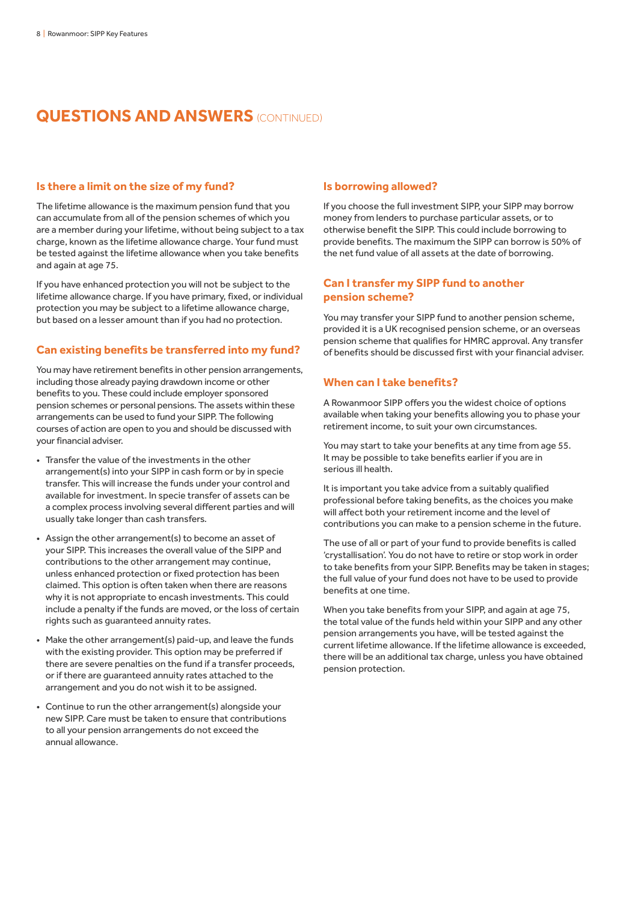# QUESTIONS AND ANSWERS (CONTINUED)

### Is there a limit on the size of my fund?

The lifetime allowance is the maximum pension fund that you can accumulate from all of the pension schemes of which you are a member during your lifetime, without being subject to a tax charge, known as the lifetime allowance charge. Your fund must be tested against the lifetime allowance when you take benefits and again at age 75.

If you have enhanced protection you will not be subject to the lifetime allowance charge. If you have primary, fixed, or individual protection you may be subject to a lifetime allowance charge, but based on a lesser amount than if you had no protection.

### Can existing benefits be transferred into my fund?

You may have retirement benefits in other pension arrangements, including those already paying drawdown income or other benefits to you. These could include employer sponsored pension schemes or personal pensions. The assets within these arrangements can be used to fund your SIPP. The following courses of action are open to you and should be discussed with your financial adviser.

- Transfer the value of the investments in the other arrangement(s) into your SIPP in cash form or by in specie transfer. This will increase the funds under your control and available for investment. In specie transfer of assets can be a complex process involving several different parties and will usually take longer than cash transfers.
- Assign the other arrangement(s) to become an asset of your SIPP. This increases the overall value of the SIPP and contributions to the other arrangement may continue, unless enhanced protection or fixed protection has been claimed. This option is often taken when there are reasons why it is not appropriate to encash investments. This could include a penalty if the funds are moved, or the loss of certain rights such as guaranteed annuity rates.
- Make the other arrangement(s) paid-up, and leave the funds with the existing provider. This option may be preferred if there are severe penalties on the fund if a transfer proceeds, or if there are guaranteed annuity rates attached to the arrangement and you do not wish it to be assigned.
- Continue to run the other arrangement(s) alongside your new SIPP. Care must be taken to ensure that contributions to all your pension arrangements do not exceed the annual allowance.

### Is borrowing allowed?

If you choose the full investment SIPP, your SIPP may borrow money from lenders to purchase particular assets, or to otherwise benefit the SIPP. This could include borrowing to provide benefits. The maximum the SIPP can borrow is 50% of the net fund value of all assets at the date of borrowing.

### Can I transfer my SIPP fund to another pension scheme?

You may transfer your SIPP fund to another pension scheme, provided it is a UK recognised pension scheme, or an overseas pension scheme that qualifies for HMRC approval. Any transfer of benefits should be discussed first with your financial adviser.

### When can I take benefits?

A Rowanmoor SIPP offers you the widest choice of options available when taking your benefits allowing you to phase your retirement income, to suit your own circumstances.

You may start to take your benefits at any time from age 55. It may be possible to take benefits earlier if you are in serious ill health.

It is important you take advice from a suitably qualified professional before taking benefits, as the choices you make will affect both your retirement income and the level of contributions you can make to a pension scheme in the future.

The use of all or part of your fund to provide benefits is called 'crystallisation'. You do not have to retire or stop work in order to take benefits from your SIPP. Benefits may be taken in stages; the full value of your fund does not have to be used to provide benefits at one time.

When you take benefits from your SIPP, and again at age 75, the total value of the funds held within your SIPP and any other pension arrangements you have, will be tested against the current lifetime allowance. If the lifetime allowance is exceeded, there will be an additional tax charge, unless you have obtained pension protection.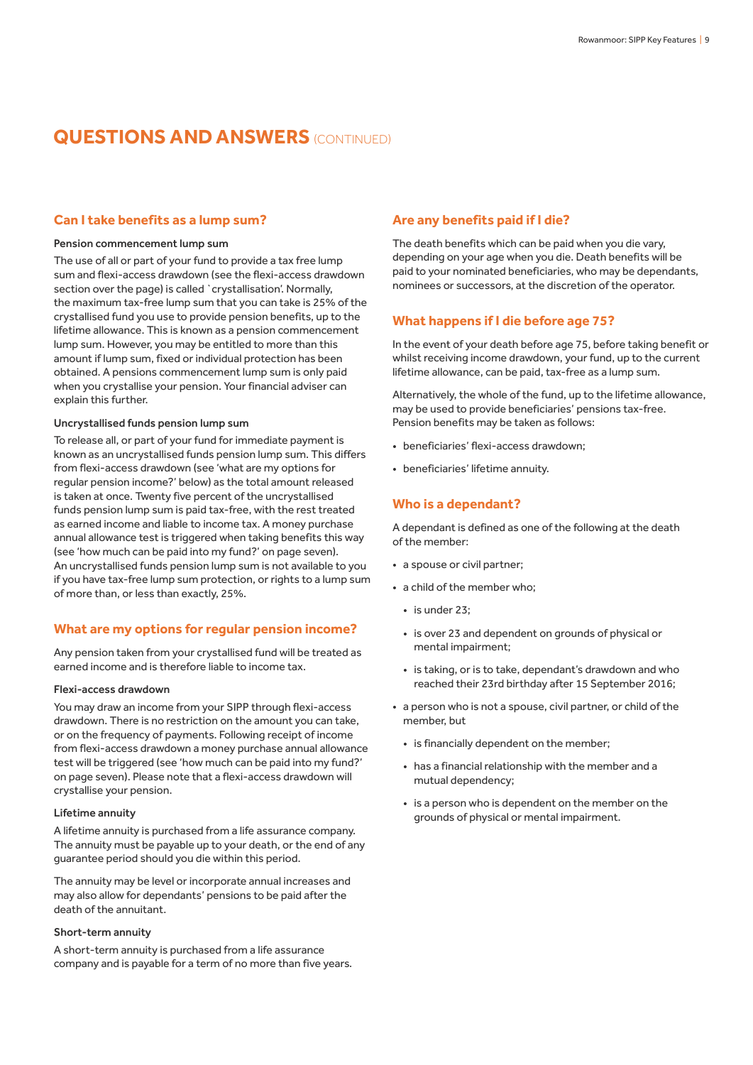## QUESTIONS AND ANSWERS (CONTINUED)

### Can I take benefits as a lump sum?

**Pension commencement lump sum**

The use of all or part of your fund to provide a tax free lump sum and flexi-access drawdown (see the flexi-access drawdown section over the page) is called `crystallisation'. Normally, the maximum tax-free lump sum that you can take is 25% of the crystallised fund you use to provide pension benefits, up to the lifetime allowance. This is known as a pension commencement lump sum. However, you may be entitled to more than this amount if lump sum, fixed or individual protection has been obtained. A pensions commencement lump sum is only paid when you crystallise your pension. Your financial adviser can explain this further.

**Uncrystallised funds pension lump sum**

To release all, or part of your fund for immediate payment is known as an uncrystallised funds pension lump sum. This differs from flexi-access drawdown (see 'what are my options for regular pension income?' below) as the total amount released is taken at once. Twenty five percent of the uncrystallised funds pension lump sum is paid tax-free, with the rest treated as earned income and liable to income tax. A money purchase annual allowance test is triggered when taking benefits this way (see 'how much can be paid into my fund?' on page seven). An uncrystallised funds pension lump sum is not available to you if you have tax-free lump sum protection, or rights to a lump sum of more than, or less than exactly, 25%.

### What are my options for regular pension income?

Any pension taken from your crystallised fund will be treated as earned income and is therefore liable to income tax.

**Flexi-access drawdown**

You may draw an income from your SIPP through flexi-access drawdown. There is no restriction on the amount you can take, or on the frequency of payments. Following receipt of income from flexi-access drawdown a money purchase annual allowance test will be triggered (see 'how much can be paid into my fund?' on page seven). Please note that a flexi-access drawdown will crystallise your pension.

**Lifetime annuity**

A lifetime annuity is purchased from a life assurance company. The annuity must be payable up to your death, or the end of any guarantee period should you die within this period.

The annuity may be level or incorporate annual increases and may also allow for dependants' pensions to be paid after the death of the annuitant.

**Short-term annuity**

A short-term annuity is purchased from a life assurance company and is payable for a term of no more than five years.

### Are any benefits paid if I die?

The death benefits which can be paid when you die vary, depending on your age when you die. Death benefits will be paid to your nominated beneficiaries, who may be dependants, nominees or successors, at the discretion of the operator.

### What happens if I die before age 75?

In the event of your death before age 75, before taking benefit or whilst receiving income drawdown, your fund, up to the current lifetime allowance, can be paid, tax-free as a lump sum.

Alternatively, the whole of the fund, up to the lifetime allowance, may be used to provide beneficiaries' pensions tax-free. Pension benefits may be taken as follows:

- beneficiaries' flexi-access drawdown;
- beneficiaries' lifetime annuity.

### Who is a dependant?

A dependant is defined as one of the following at the death of the member:

- a spouse or civil partner;
- a child of the member who;
  - is under 23;
  - is over 23 and dependent on grounds of physical or mental impairment;
  - is taking, or is to take, dependant's drawdown and who reached their 23rd birthday after 15 September 2016;
- a person who is not a spouse, civil partner, or child of the member, but
  - is financially dependent on the member;
  - has a financial relationship with the member and a mutual dependency;
  - is a person who is dependent on the member on the grounds of physical or mental impairment.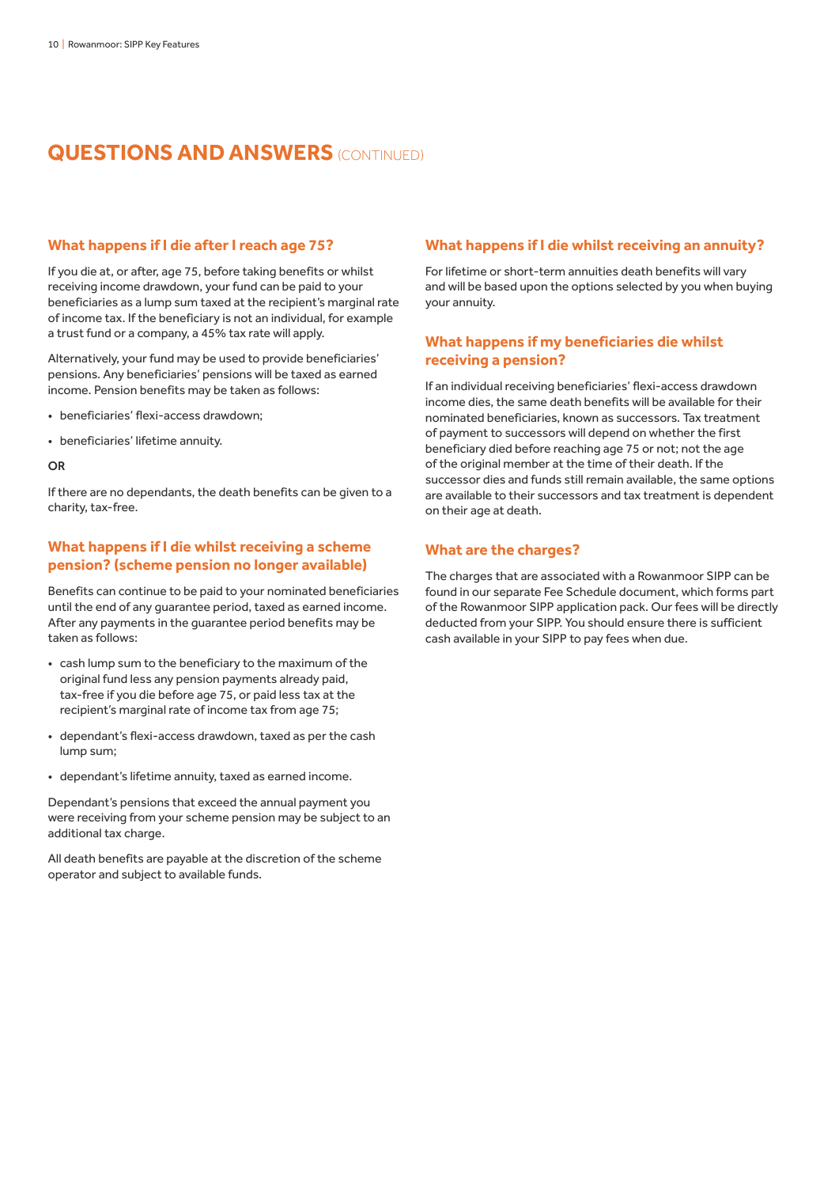## QUESTIONS AND ANSWERS (CONTINUED)

### What happens if I die after I reach age 75?

If you die at, or after, age 75, before taking benefits or whilst receiving income drawdown, your fund can be paid to your beneficiaries as a lump sum taxed at the recipient's marginal rate of income tax. If the beneficiary is not an individual, for example a trust fund or a company, a 45% tax rate will apply.

Alternatively, your fund may be used to provide beneficiaries' pensions. Any beneficiaries' pensions will be taxed as earned income. Pension benefits may be taken as follows:

- beneficiaries' flexi-access drawdown;
- beneficiaries' lifetime annuity.

**OR**

If there are no dependants, the death benefits can be given to a charity, tax-free.

### What happens if I die whilst receiving a scheme pension? (scheme pension no longer available)

Benefits can continue to be paid to your nominated beneficiaries until the end of any guarantee period, taxed as earned income. After any payments in the guarantee period benefits may be taken as follows:

- cash lump sum to the beneficiary to the maximum of the original fund less any pension payments already paid, tax-free if you die before age 75, or paid less tax at the recipient's marginal rate of income tax from age 75;
- dependant's flexi-access drawdown, taxed as per the cash lump sum;
- dependant's lifetime annuity, taxed as earned income.

Dependant's pensions that exceed the annual payment you were receiving from your scheme pension may be subject to an additional tax charge.

All death benefits are payable at the discretion of the scheme operator and subject to available funds.

### What happens if I die whilst receiving an annuity?

For lifetime or short-term annuities death benefits will vary and will be based upon the options selected by you when buying your annuity.

### What happens if my beneficiaries die whilst receiving a pension?

If an individual receiving beneficiaries' flexi-access drawdown income dies, the same death benefits will be available for their nominated beneficiaries, known as successors. Tax treatment of payment to successors will depend on whether the first beneficiary died before reaching age 75 or not; not the age of the original member at the time of their death. If the successor dies and funds still remain available, the same options are available to their successors and tax treatment is dependent on their age at death.

### What are the charges?

The charges that are associated with a Rowanmoor SIPP can be found in our separate Fee Schedule document, which forms part of the Rowanmoor SIPP application pack. Our fees will be directly deducted from your SIPP. You should ensure there is sufficient cash available in your SIPP to pay fees when due.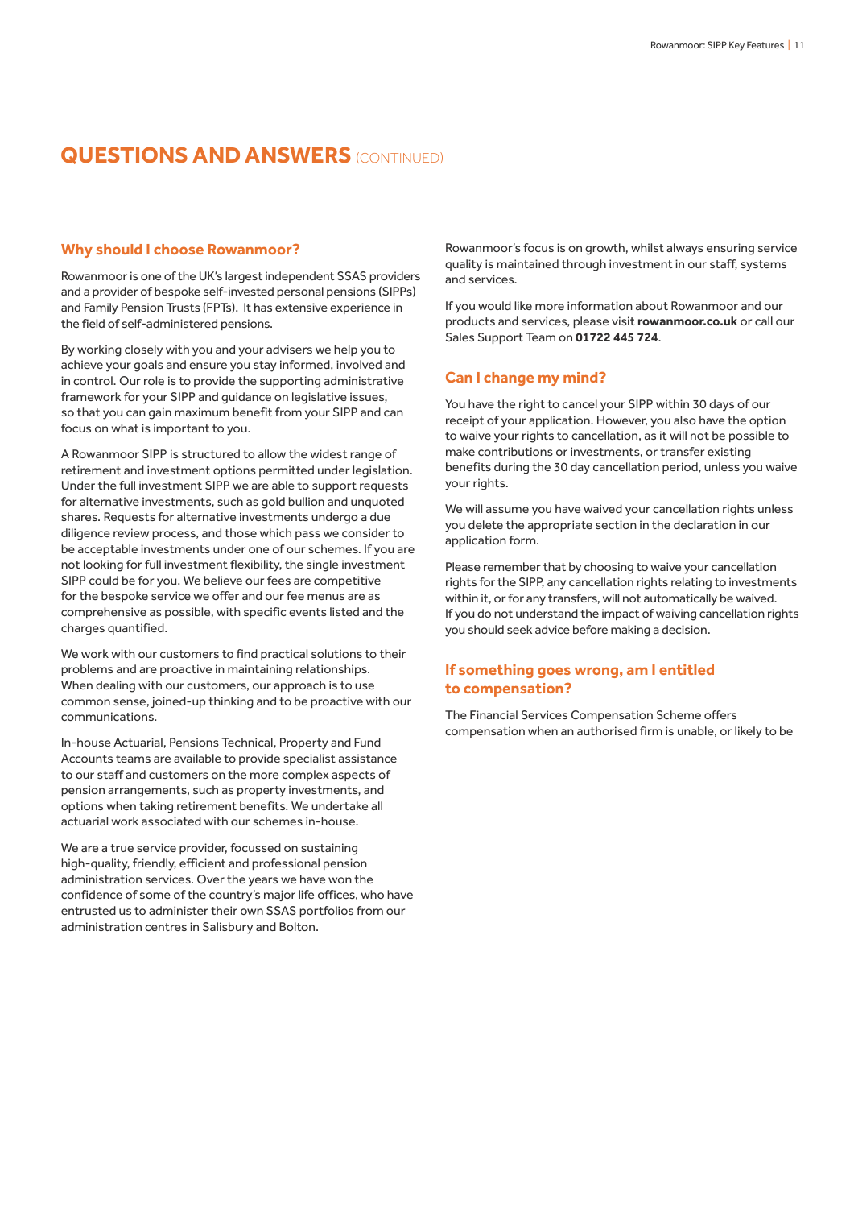# QUESTIONS AND ANSWERS (CONTINUED)

## Why should I choose Rowanmoor?

Rowanmoor is one of the UK's largest independent SSAS providers and a provider of bespoke self-invested personal pensions (SIPPs) and Family Pension Trusts (FPTs). It has extensive experience in the field of self-administered pensions.

By working closely with you and your advisers we help you to achieve your goals and ensure you stay informed, involved and in control. Our role is to provide the supporting administrative framework for your SIPP and guidance on legislative issues, so that you can gain maximum benefit from your SIPP and can focus on what is important to you.

A Rowanmoor SIPP is structured to allow the widest range of retirement and investment options permitted under legislation. Under the full investment SIPP we are able to support requests for alternative investments, such as gold bullion and unquoted shares. Requests for alternative investments undergo a due diligence review process, and those which pass we consider to be acceptable investments under one of our schemes. If you are not looking for full investment flexibility, the single investment SIPP could be for you. We believe our fees are competitive for the bespoke service we offer and our fee menus are as comprehensive as possible, with specific events listed and the charges quantified.

We work with our customers to find practical solutions to their problems and are proactive in maintaining relationships. When dealing with our customers, our approach is to use common sense, joined-up thinking and to be proactive with our communications.

In-house Actuarial, Pensions Technical, Property and Fund Accounts teams are available to provide specialist assistance to our staff and customers on the more complex aspects of pension arrangements, such as property investments, and options when taking retirement benefits. We undertake all actuarial work associated with our schemes in-house.

We are a true service provider, focussed on sustaining high-quality, friendly, efficient and professional pension administration services. Over the years we have won the confidence of some of the country's major life offices, who have entrusted us to administer their own SSAS portfolios from our administration centres in Salisbury and Bolton.

Rowanmoor's focus is on growth, whilst always ensuring service quality is maintained through investment in our staff, systems and services.

If you would like more information about Rowanmoor and our products and services, please visit **rowanmoor.co.uk** or call our Sales Support Team on **01722 445 724**.

## Can I change my mind?

You have the right to cancel your SIPP within 30 days of our receipt of your application. However, you also have the option to waive your rights to cancellation, as it will not be possible to make contributions or investments, or transfer existing benefits during the 30 day cancellation period, unless you waive your rights.

We will assume you have waived your cancellation rights unless you delete the appropriate section in the declaration in our application form.

Please remember that by choosing to waive your cancellation rights for the SIPP, any cancellation rights relating to investments within it, or for any transfers, will not automatically be waived. If you do not understand the impact of waiving cancellation rights you should seek advice before making a decision.

## If something goes wrong, am I entitled to compensation?

The Financial Services Compensation Scheme offers compensation when an authorised firm is unable, or likely to be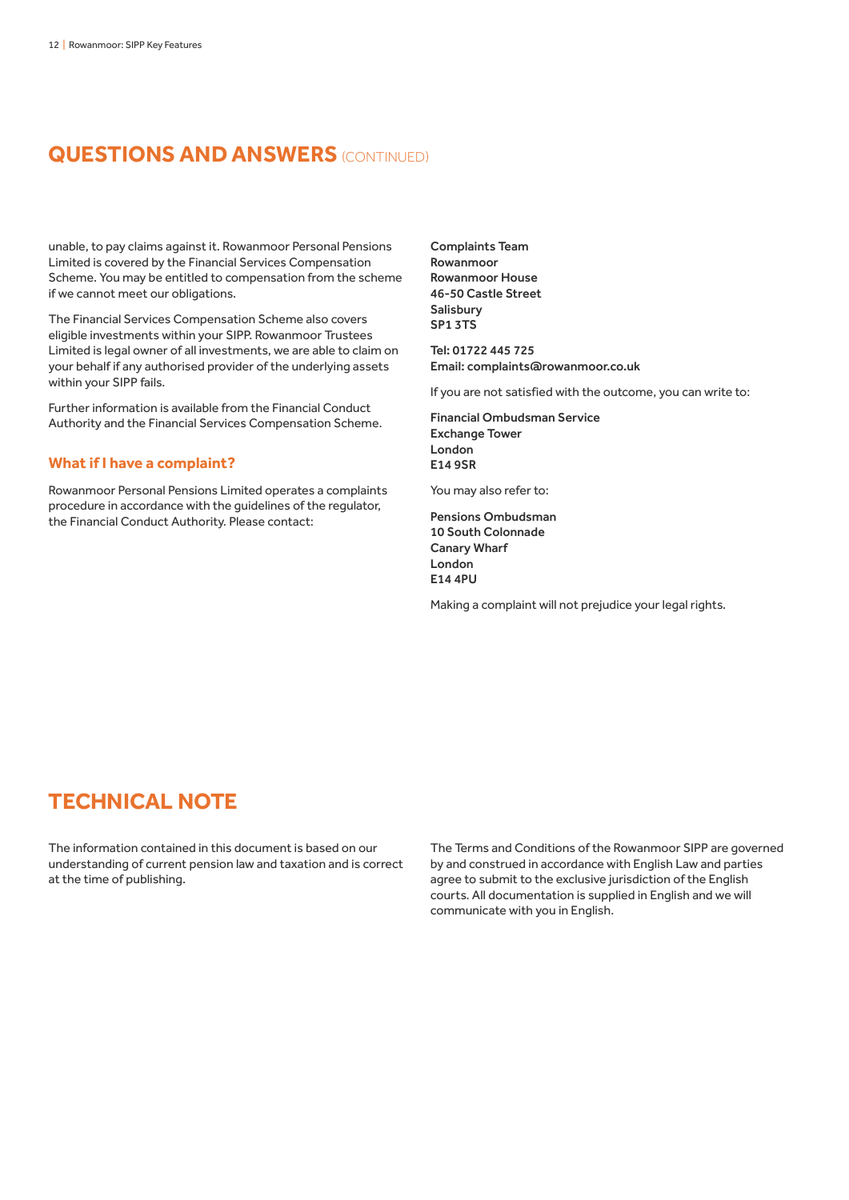## QUESTIONS AND ANSWERS (CONTINUED)

unable, to pay claims against it. Rowanmoor Personal Pensions Limited is covered by the Financial Services Compensation Scheme. You may be entitled to compensation from the scheme if we cannot meet our obligations.

The Financial Services Compensation Scheme also covers eligible investments within your SIPP. Rowanmoor Trustees Limited is legal owner of all investments, we are able to claim on your behalf if any authorised provider of the underlying assets within your SIPP fails.

Further information is available from the Financial Conduct Authority and the Financial Services Compensation Scheme.

### What if I have a complaint?

Rowanmoor Personal Pensions Limited operates a complaints procedure in accordance with the guidelines of the regulator, the Financial Conduct Authority. Please contact:

**Complaints Team**
**Rowanmoor**
**Rowanmoor House**
**46-50 Castle Street**
**Salisbury**
**SP1 3TS**

**Tel: 01722 445 725**
**Email: complaints@rowanmoor.co.uk**

If you are not satisfied with the outcome, you can write to:

**Financial Ombudsman Service**
**Exchange Tower**
**London**
**E14 9SR**

You may also refer to:

**Pensions Ombudsman**
**10 South Colonnade**
**Canary Wharf**
**London**
**E14 4PU**

Making a complaint will not prejudice your legal rights.

## TECHNICAL NOTE

The information contained in this document is based on our understanding of current pension law and taxation and is correct at the time of publishing.

The Terms and Conditions of the Rowanmoor SIPP are governed by and construed in accordance with English Law and parties agree to submit to the exclusive jurisdiction of the English courts. All documentation is supplied in English and we will communicate with you in English.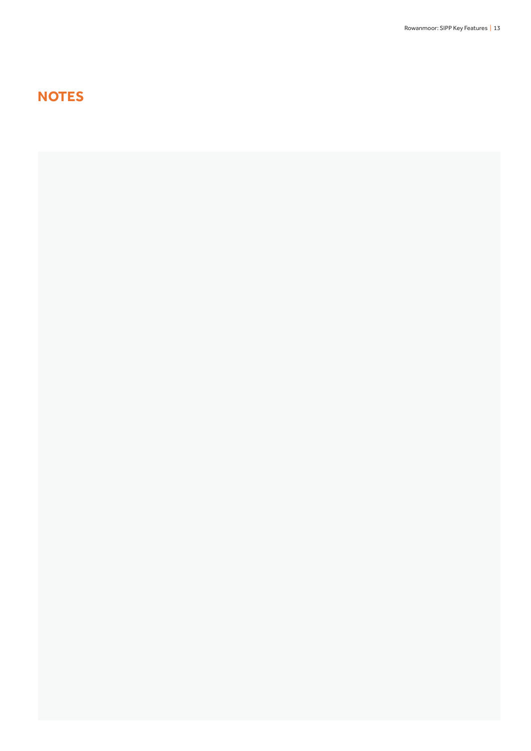# NOTES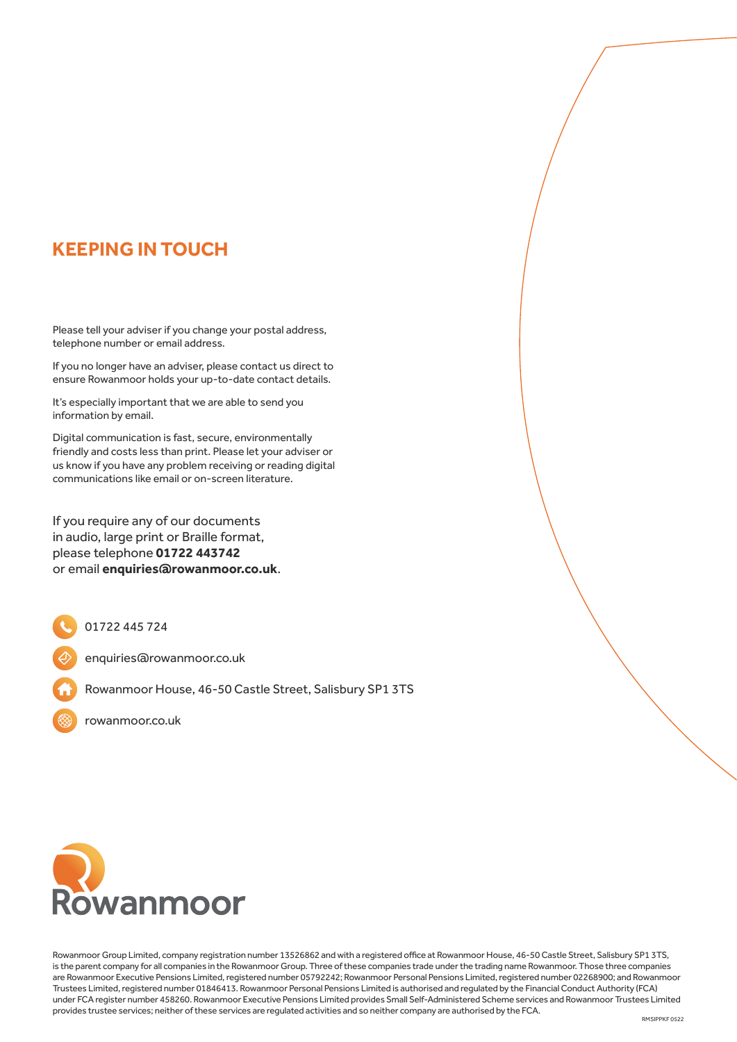## KEEPING IN TOUCH

Please tell your adviser if you change your postal address, telephone number or email address.

If you no longer have an adviser, please contact us direct to ensure Rowanmoor holds your up-to-date contact details.

It's especially important that we are able to send you information by email.

Digital communication is fast, secure, environmentally friendly and costs less than print. Please let your adviser or us know if you have any problem receiving or reading digital communications like email or on-screen literature.

If you require any of our documents in audio, large print or Braille format, please telephone **01722 443742** or email **enquiries@rowanmoor.co.uk**.

01722 445 724

enquiries@rowanmoor.co.uk

Rowanmoor House, 46-50 Castle Street, Salisbury SP1 3TS

rowanmoor.co.uk

Rowanmoor

Rowanmoor Group Limited, company registration number 13526862 and with a registered office at Rowanmoor House, 46-50 Castle Street, Salisbury SP1 3TS, is the parent company for all companies in the Rowanmoor Group. Three of these companies trade under the trading name Rowanmoor. Those three companies are Rowanmoor Executive Pensions Limited, registered number 05792242; Rowanmoor Personal Pensions Limited, registered number 02268900; and Rowanmoor Trustees Limited, registered number 01846413. Rowanmoor Personal Pensions Limited is authorised and regulated by the Financial Conduct Authority (FCA) under FCA register number 458260. Rowanmoor Executive Pensions Limited provides Small Self-Administered Scheme services and Rowanmoor Trustees Limited provides trustee services; neither of these services are regulated activities and so neither company are authorised by the FCA.

RMSIPPKF 0522